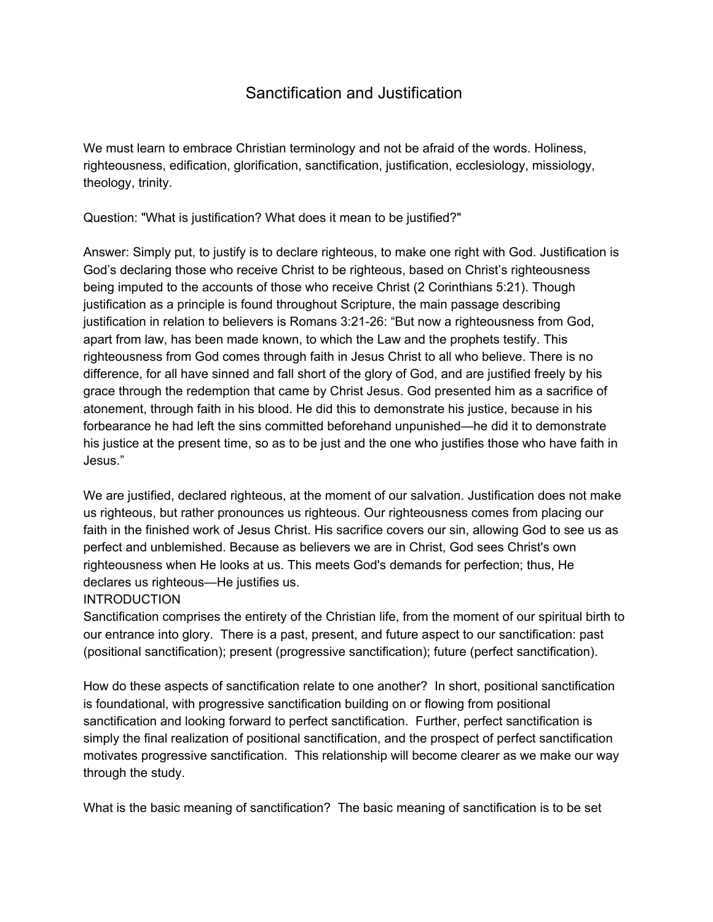# Sanctification and Justification

We must learn to embrace Christian terminology and not be afraid of the words. Holiness, righteousness, edification, glorification, sanctification, justification, ecclesiology, missiology, theology, trinity.

Question: "What is justification? What does it mean to be justified?"

Answer: Simply put, to justify is to declare righteous, to make one right with God. Justification is God's declaring those who receive Christ to be righteous, based on Christ's righteousness being imputed to the accounts of those who receive Christ (2 Corinthians 5:21). Though justification as a principle is found throughout Scripture, the main passage describing justification in relation to believers is Romans 3:21-26: "But now a righteousness from God, apart from law, has been made known, to which the Law and the prophets testify. This righteousness from God comes through faith in Jesus Christ to all who believe. There is no difference, for all have sinned and fall short of the glory of God, and are justified freely by his grace through the redemption that came by Christ Jesus. God presented him as a sacrifice of atonement, through faith in his blood. He did this to demonstrate his justice, because in his forbearance he had left the sins committed beforehand unpunished—he did it to demonstrate his justice at the present time, so as to be just and the one who justifies those who have faith in Jesus."

We are justified, declared righteous, at the moment of our salvation. Justification does not make us righteous, but rather pronounces us righteous. Our righteousness comes from placing our faith in the finished work of Jesus Christ. His sacrifice covers our sin, allowing God to see us as perfect and unblemished. Because as believers we are in Christ, God sees Christ's own righteousness when He looks at us. This meets God's demands for perfection; thus, He declares us righteous—He justifies us.

INTRODUCTION

Sanctification comprises the entirety of the Christian life, from the moment of our spiritual birth to our entrance into glory. There is a past, present, and future aspect to our sanctification: past (positional sanctification); present (progressive sanctification); future (perfect sanctification).

How do these aspects of sanctification relate to one another? In short, positional sanctification is foundational, with progressive sanctification building on or flowing from positional sanctification and looking forward to perfect sanctification. Further, perfect sanctification is simply the final realization of positional sanctification, and the prospect of perfect sanctification motivates progressive sanctification. This relationship will become clearer as we make our way through the study.

What is the basic meaning of sanctification? The basic meaning of sanctification is to be set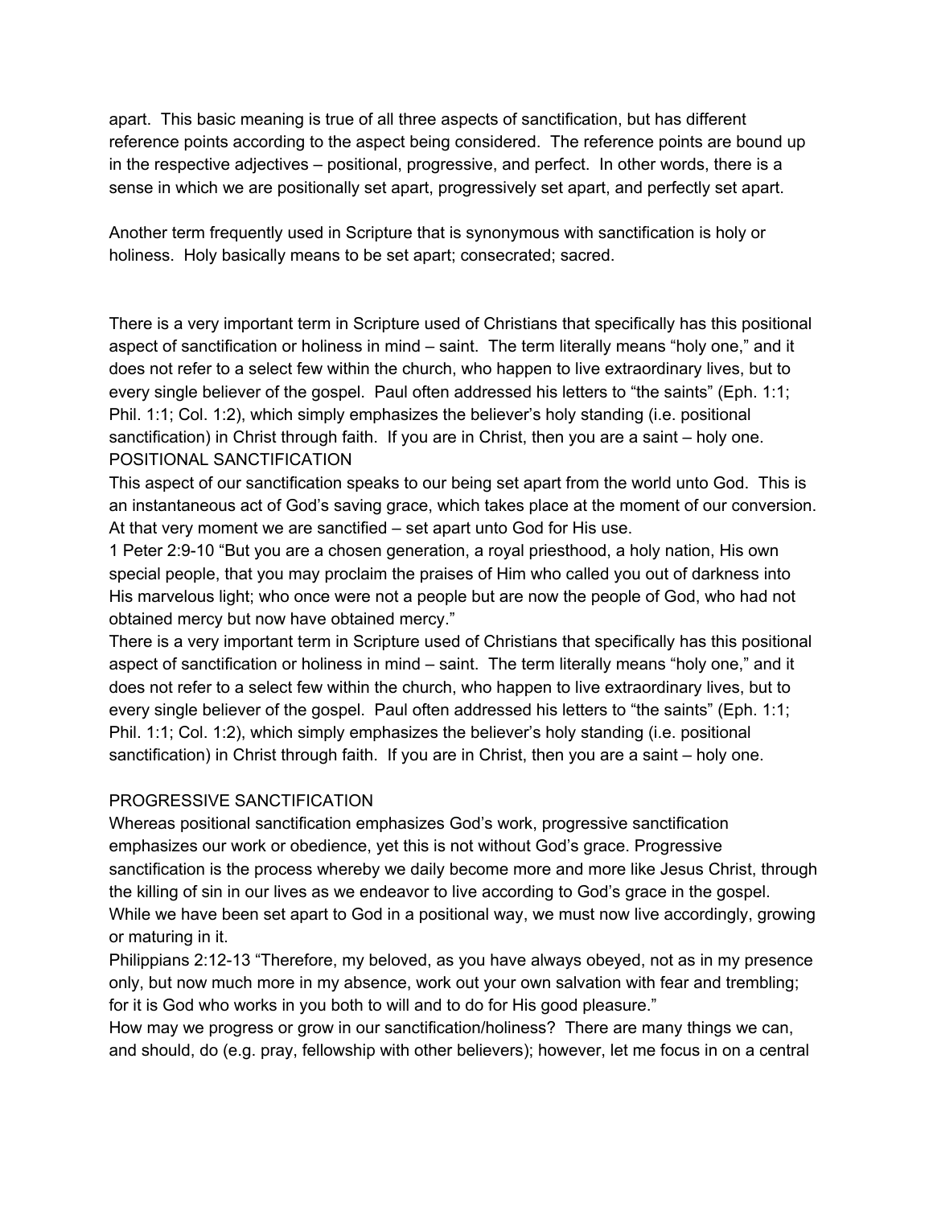apart. This basic meaning is true of all three aspects of sanctification, but has different reference points according to the aspect being considered. The reference points are bound up in the respective adjectives – positional, progressive, and perfect. In other words, there is a sense in which we are positionally set apart, progressively set apart, and perfectly set apart.

Another term frequently used in Scripture that is synonymous with sanctification is holy or holiness. Holy basically means to be set apart; consecrated; sacred.

There is a very important term in Scripture used of Christians that specifically has this positional aspect of sanctification or holiness in mind – saint. The term literally means "holy one," and it does not refer to a select few within the church, who happen to live extraordinary lives, but to every single believer of the gospel. Paul often addressed his letters to "the saints" (Eph. 1:1; Phil. 1:1; Col. 1:2), which simply emphasizes the believer's holy standing (i.e. positional sanctification) in Christ through faith. If you are in Christ, then you are a saint – holy one.

## POSITIONAL SANCTIFICATION

This aspect of our sanctification speaks to our being set apart from the world unto God. This is an instantaneous act of God's saving grace, which takes place at the moment of our conversion. At that very moment we are sanctified – set apart unto God for His use.

1 Peter 2:9-10 "But you are a chosen generation, a royal priesthood, a holy nation, His own special people, that you may proclaim the praises of Him who called you out of darkness into His marvelous light; who once were not a people but are now the people of God, who had not obtained mercy but now have obtained mercy."

There is a very important term in Scripture used of Christians that specifically has this positional aspect of sanctification or holiness in mind – saint. The term literally means "holy one," and it does not refer to a select few within the church, who happen to live extraordinary lives, but to every single believer of the gospel. Paul often addressed his letters to "the saints" (Eph. 1:1; Phil. 1:1; Col. 1:2), which simply emphasizes the believer's holy standing (i.e. positional sanctification) in Christ through faith. If you are in Christ, then you are a saint – holy one.

## PROGRESSIVE SANCTIFICATION

Whereas positional sanctification emphasizes God's work, progressive sanctification emphasizes our work or obedience, yet this is not without God's grace. Progressive sanctification is the process whereby we daily become more and more like Jesus Christ, through the killing of sin in our lives as we endeavor to live according to God's grace in the gospel. While we have been set apart to God in a positional way, we must now live accordingly, growing or maturing in it.

Philippians 2:12-13 "Therefore, my beloved, as you have always obeyed, not as in my presence only, but now much more in my absence, work out your own salvation with fear and trembling; for it is God who works in you both to will and to do for His good pleasure."

How may we progress or grow in our sanctification/holiness? There are many things we can, and should, do (e.g. pray, fellowship with other believers); however, let me focus in on a central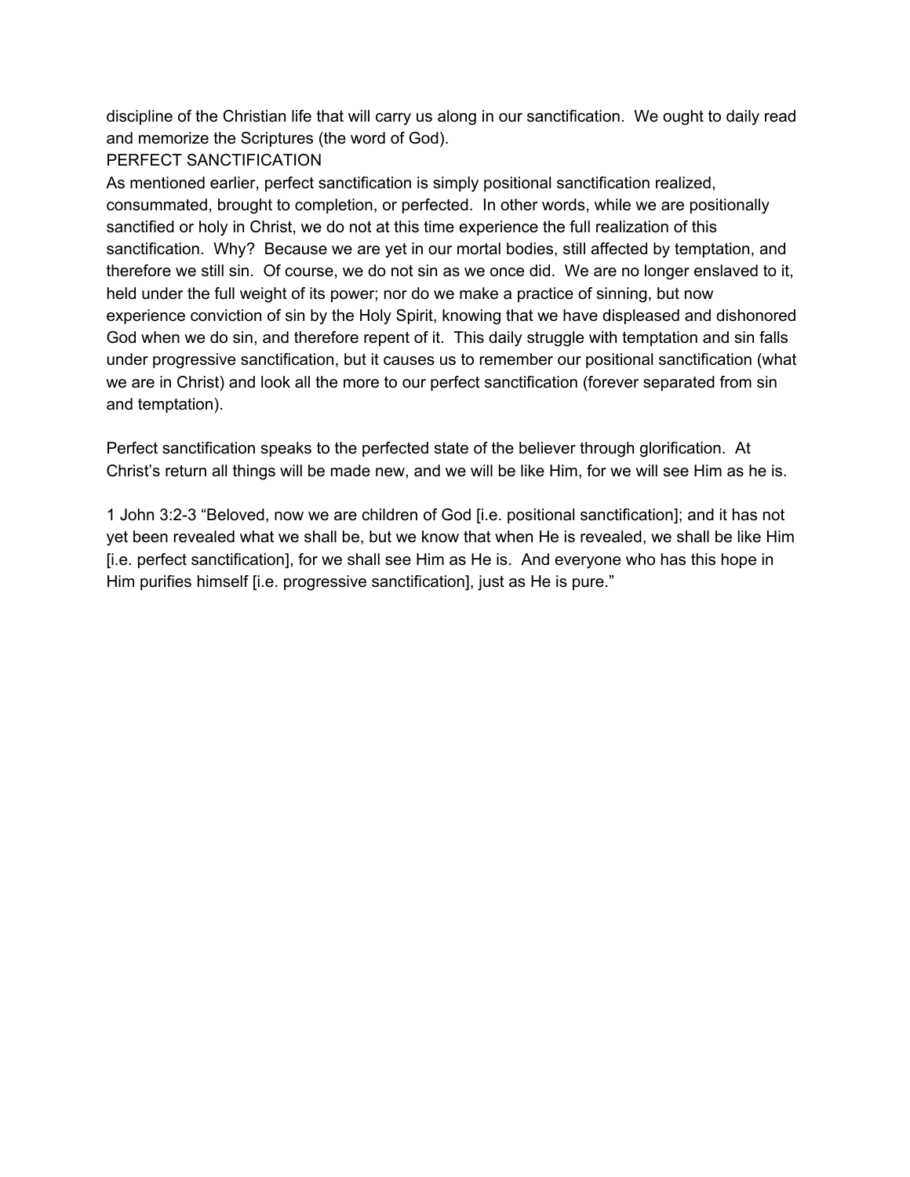discipline of the Christian life that will carry us along in our sanctification. We ought to daily read and memorize the Scriptures (the word of God).

## PERFECT SANCTIFICATION

As mentioned earlier, perfect sanctification is simply positional sanctification realized, consummated, brought to completion, or perfected. In other words, while we are positionally sanctified or holy in Christ, we do not at this time experience the full realization of this sanctification. Why? Because we are yet in our mortal bodies, still affected by temptation, and therefore we still sin. Of course, we do not sin as we once did. We are no longer enslaved to it, held under the full weight of its power; nor do we make a practice of sinning, but now experience conviction of sin by the Holy Spirit, knowing that we have displeased and dishonored God when we do sin, and therefore repent of it. This daily struggle with temptation and sin falls under progressive sanctification, but it causes us to remember our positional sanctification (what we are in Christ) and look all the more to our perfect sanctification (forever separated from sin and temptation).

Perfect sanctification speaks to the perfected state of the believer through glorification. At Christ's return all things will be made new, and we will be like Him, for we will see Him as he is.

1 John 3:2-3 "Beloved, now we are children of God [i.e. positional sanctification]; and it has not yet been revealed what we shall be, but we know that when He is revealed, we shall be like Him [i.e. perfect sanctification], for we shall see Him as He is. And everyone who has this hope in Him purifies himself [i.e. progressive sanctification], just as He is pure."